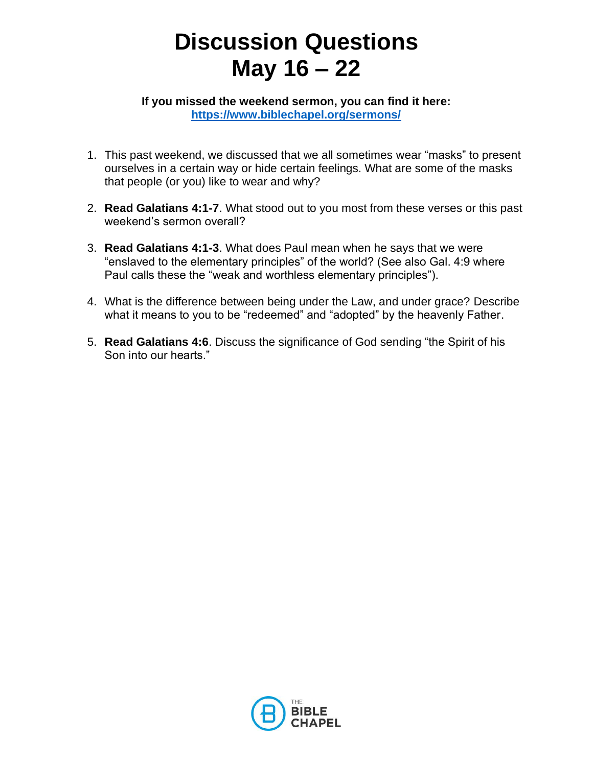# Discussion Questions
# May 16 – 22

**If you missed the weekend sermon, you can find it here:**
**https://www.biblechapel.org/sermons/**

1. This past weekend, we discussed that we all sometimes wear "masks" to present ourselves in a certain way or hide certain feelings. What are some of the masks that people (or you) like to wear and why?

2. **Read Galatians 4:1-7**. What stood out to you most from these verses or this past weekend's sermon overall?

3. **Read Galatians 4:1-3**. What does Paul mean when he says that we were "enslaved to the elementary principles" of the world? (See also Gal. 4:9 where Paul calls these the "weak and worthless elementary principles").

4. What is the difference between being under the Law, and under grace? Describe what it means to you to be "redeemed" and "adopted" by the heavenly Father.

5. **Read Galatians 4:6**. Discuss the significance of God sending "the Spirit of his Son into our hearts."

THE BIBLE CHAPEL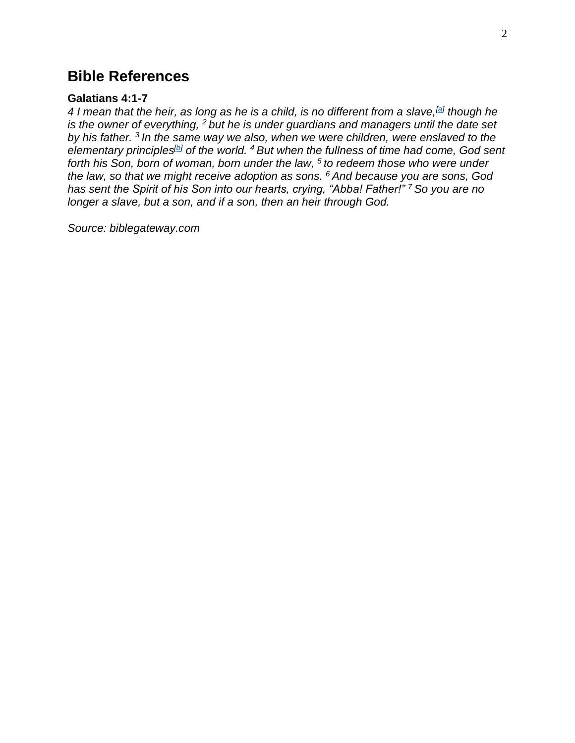## Bible References

**Galatians 4:1-7**

*4 I mean that the heir, as long as he is a child, is no different from a slave,[a] though he is the owner of everything, 2 but he is under guardians and managers until the date set by his father. 3 In the same way we also, when we were children, were enslaved to the elementary principles[b] of the world. 4 But when the fullness of time had come, God sent forth his Son, born of woman, born under the law, 5 to redeem those who were under the law, so that we might receive adoption as sons. 6 And because you are sons, God has sent the Spirit of his Son into our hearts, crying, "Abba! Father!" 7 So you are no longer a slave, but a son, and if a son, then an heir through God.*

*Source: biblegateway.com*